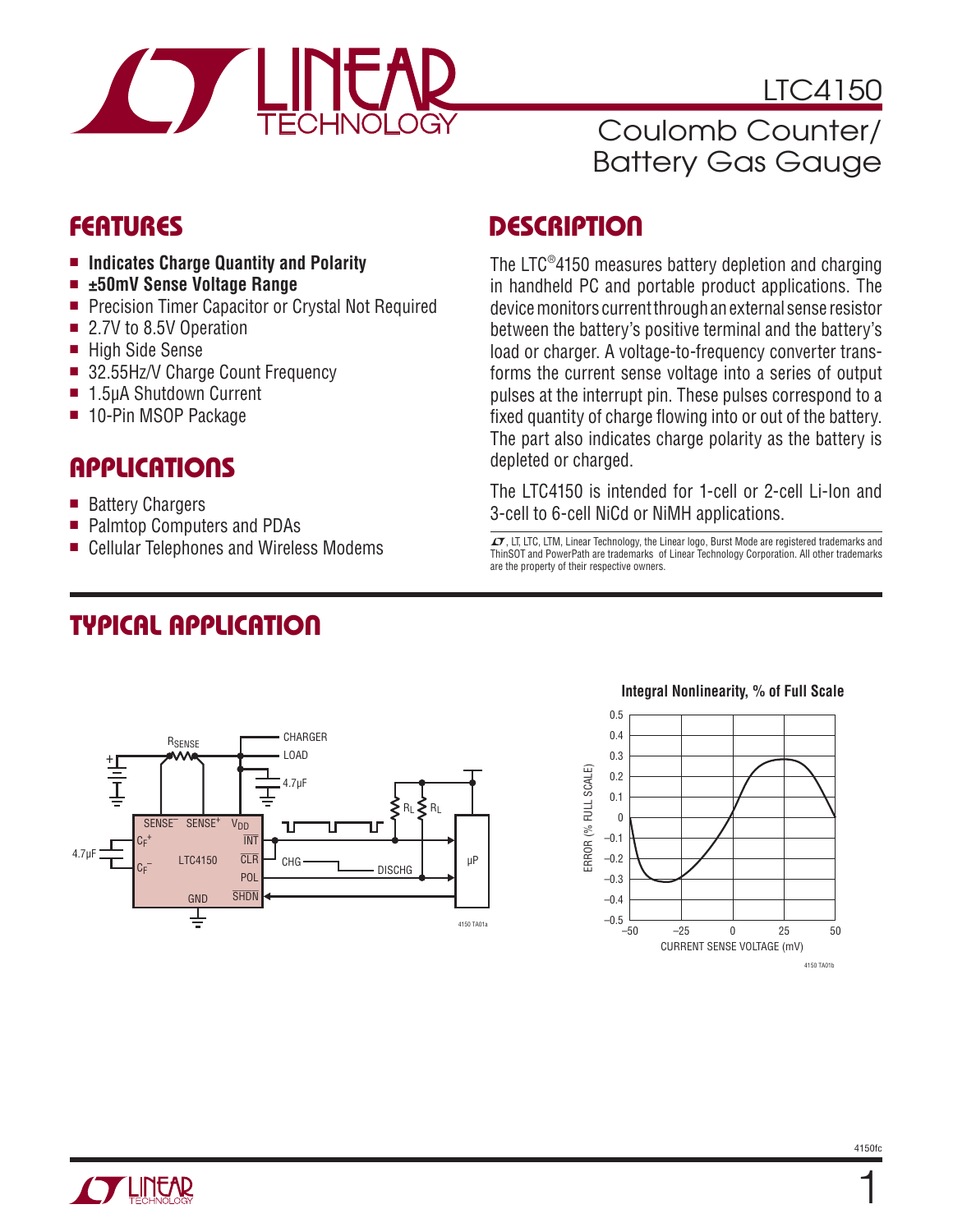# LTC4150

## Coulomb Counter/ Battery Gas Gauge

## FEATURES

- **Indicates Charge Quantity and Polarity**
- **±50mV Sense Voltage Range**
- Precision Timer Capacitor or Crystal Not Required
- 2.7V to 8.5V Operation
- High Side Sense
- 32.55Hz/V Charge Count Frequency
- 1.5µA Shutdown Current
- 10-Pin MSOP Package

## APPLICATIONS

- Battery Chargers
- Palmtop Computers and PDAs
- Cellular Telephones and Wireless Modems

## DESCRIPTION

The LTC®4150 measures battery depletion and charging in handheld PC and portable product applications. The device monitors current through an external sense resistor between the battery's positive terminal and the battery's load or charger. A voltage-to-frequency converter transforms the current sense voltage into a series of output pulses at the interrupt pin. These pulses correspond to a fixed quantity of charge flowing into or out of the battery. The part also indicates charge polarity as the battery is depleted or charged.

The LTC4150 is intended for 1-cell or 2-cell Li-Ion and 3-cell to 6-cell NiCd or NiMH applications.

LT, LTC, LTM, Linear Technology, the Linear logo, Burst Mode are registered trademarks and ThinSOT and PowerPath are trademarks of Linear Technology Corporation. All other trademarks are the property of their respective owners.

## TYPICAL APPLICATION

Integral Nonlinearity, % of Full Scale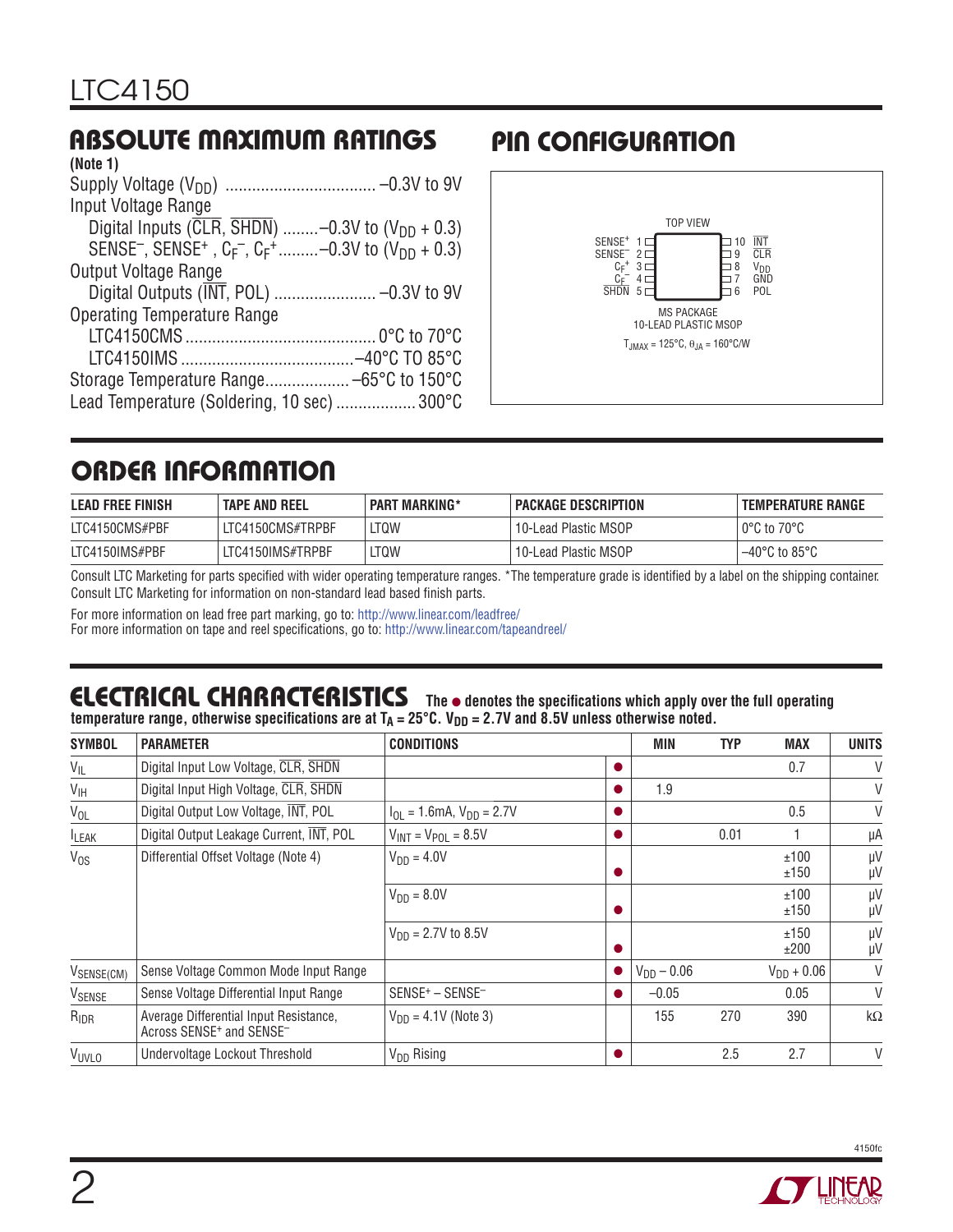## ABSOLUTE MAXIMUM RATINGS

**(Note 1)**

Supply Voltage ($V_{DD}$) .................................. –0.3V to 9V
Input Voltage Range
  Digital Inputs ($\overline{CLR}$, $\overline{SHDN}$) ........–0.3V to ($V_{DD}$ + 0.3)
  SENSE–, SENSE+ , $C_F^-$, $C_F^+$.........–0.3V to ($V_{DD}$ + 0.3)
Output Voltage Range
  Digital Outputs ($\overline{INT}$, POL) ....................... –0.3V to 9V
Operating Temperature Range
  LTC4150CMS .......................................... 0°C to 70°C
  LTC4150IMS ....................................... –40°C TO 85°C
Storage Temperature Range................... –65°C to 150°C
Lead Temperature (Soldering, 10 sec) .................. 300°C

## PIN CONFIGURATION

TOP VIEW

| Left | Pin | Pin | Right |
|---|---|---|---|
| SENSE+ | 1 | 10 | $\overline{INT}$ |
| SENSE– | 2 | 9 | $\overline{CLR}$ |
| $C_F^+$ | 3 | 8 | $V_{DD}$ |
| $C_F^-$ | 4 | 7 | GND |
| $\overline{SHDN}$ | 5 | 6 | POL |

MS PACKAGE
10-LEAD PLASTIC MSOP
$T_{JMAX}$ = 125°C, $\theta_{JA}$ = 160°C/W

## ORDER INFORMATION

| LEAD FREE FINISH | TAPE AND REEL | PART MARKING* | PACKAGE DESCRIPTION | TEMPERATURE RANGE |
|---|---|---|---|---|
| LTC4150CMS#PBF | LTC4150CMS#TRPBF | LTQW | 10-Lead Plastic MSOP | 0°C to 70°C |
| LTC4150IMS#PBF | LTC4150IMS#TRPBF | LTQW | 10-Lead Plastic MSOP | –40°C to 85°C |

Consult LTC Marketing for parts specified with wider operating temperature ranges. *The temperature grade is identified by a label on the shipping container.
Consult LTC Marketing for information on non-standard lead based finish parts.

For more information on lead free part marking, go to: http://www.linear.com/leadfree/
For more information on tape and reel specifications, go to: http://www.linear.com/tapeandreel/

## ELECTRICAL CHARACTERISTICS

**The ● denotes the specifications which apply over the full operating temperature range, otherwise specifications are at $T_A$ = 25°C. $V_{DD}$ = 2.7V and 8.5V unless otherwise noted.**

| SYMBOL | PARAMETER | CONDITIONS | | MIN | TYP | MAX | UNITS |
|---|---|---|---|---|---|---|---|
| $V_{IL}$ | Digital Input Low Voltage, $\overline{CLR}$, $\overline{SHDN}$ | | ● | | | 0.7 | V |
| $V_{IH}$ | Digital Input High Voltage, $\overline{CLR}$, $\overline{SHDN}$ | | ● | 1.9 | | | V |
| $V_{OL}$ | Digital Output Low Voltage, $\overline{INT}$, POL | $I_{OL}$ = 1.6mA, $V_{DD}$ = 2.7V | ● | | | 0.5 | V |
| $I_{LEAK}$ | Digital Output Leakage Current, $\overline{INT}$, POL | $V_{INT}$ = $V_{POL}$ = 8.5V | ● | | 0.01 | 1 | µA |
| $V_{OS}$ | Differential Offset Voltage (Note 4) | $V_{DD}$ = 4.0V | | | | ±100 | µV |
| | | | ● | | | ±150 | µV |
| | | $V_{DD}$ = 8.0V | | | | ±100 | µV |
| | | | ● | | | ±150 | µV |
| | | $V_{DD}$ = 2.7V to 8.5V | | | | ±150 | µV |
| | | | ● | | | ±200 | µV |
| $V_{SENSE(CM)}$ | Sense Voltage Common Mode Input Range | | ● | $V_{DD}$ – 0.06 | | $V_{DD}$ + 0.06 | V |
| $V_{SENSE}$ | Sense Voltage Differential Input Range | SENSE+ – SENSE– | ● | –0.05 | | 0.05 | V |
| $R_{IDR}$ | Average Differential Input Resistance, Across SENSE+ and SENSE– | $V_{DD}$ = 4.1V (Note 3) | | 155 | 270 | 390 | kΩ |
| $V_{UVLO}$ | Undervoltage Lockout Threshold | $V_{DD}$ Rising | ● | | 2.5 | 2.7 | V |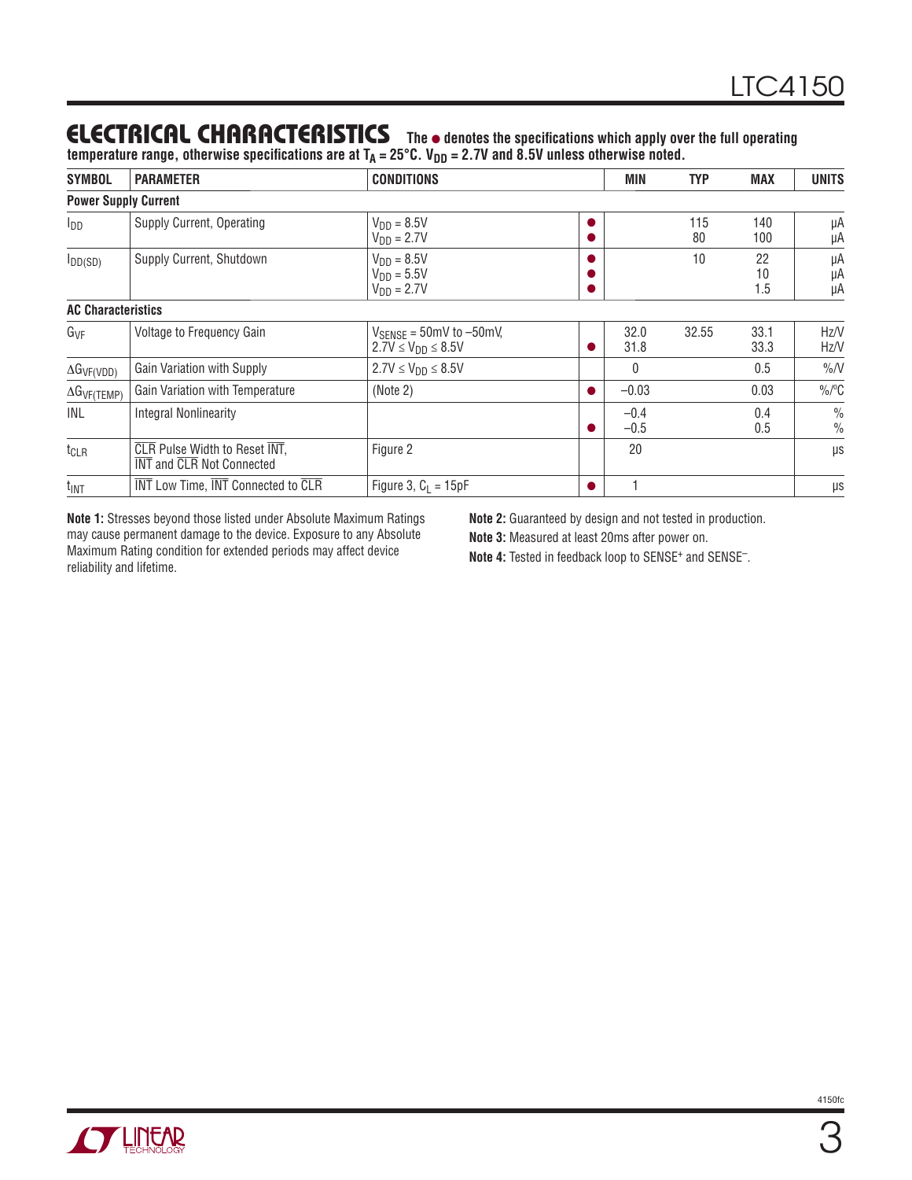## ELECTRICAL CHARACTERISTICS

**The ● denotes the specifications which apply over the full operating temperature range, otherwise specifications are at $T_A$ = 25°C. $V_{DD}$ = 2.7V and 8.5V unless otherwise noted.**

| SYMBOL | PARAMETER | CONDITIONS | | MIN | TYP | MAX | UNITS |
|---|---|---|---|---|---|---|---|
| **Power Supply Current** | | | | | | | |
| $I_{DD}$ | Supply Current, Operating | $V_{DD}$ = 8.5V<br>$V_{DD}$ = 2.7V | ●<br>● | | 115<br>80 | 140<br>100 | µA<br>µA |
| $I_{DD(SD)}$ | Supply Current, Shutdown | $V_{DD}$ = 8.5V<br>$V_{DD}$ = 5.5V<br>$V_{DD}$ = 2.7V | ●<br>●<br>● | | 10 | 22<br>10<br>1.5 | µA<br>µA<br>µA |
| **AC Characteristics** | | | | | | | |
| $G_{VF}$ | Voltage to Frequency Gain | $V_{SENSE}$ = 50mV to –50mV,<br>2.7V ≤ $V_{DD}$ ≤ 8.5V | <br>● | 32.0<br>31.8 | 32.55 | 33.1<br>33.3 | Hz/V<br>Hz/V |
| $\Delta G_{VF(VDD)}$ | Gain Variation with Supply | 2.7V ≤ $V_{DD}$ ≤ 8.5V | | 0 | | 0.5 | %/V |
| $\Delta G_{VF(TEMP)}$ | Gain Variation with Temperature | (Note 2) | ● | –0.03 | | 0.03 | %/°C |
| INL | Integral Nonlinearity | | <br>● | –0.4<br>–0.5 | | 0.4<br>0.5 | %<br>% |
| $t_{CLR}$ | $\overline{CLR}$ Pulse Width to Reset $\overline{INT}$, $\overline{INT}$ and $\overline{CLR}$ Not Connected | Figure 2 | | 20 | | | µs |
| $t_{INT}$ | $\overline{INT}$ Low Time, $\overline{INT}$ Connected to $\overline{CLR}$ | Figure 3, $C_L$ = 15pF | ● | 1 | | | µs |

**Note 1:** Stresses beyond those listed under Absolute Maximum Ratings may cause permanent damage to the device. Exposure to any Absolute Maximum Rating condition for extended periods may affect device reliability and lifetime.

**Note 2:** Guaranteed by design and not tested in production.

**Note 3:** Measured at least 20ms after power on.

**Note 4:** Tested in feedback loop to $SENSE^+$ and $SENSE^–$.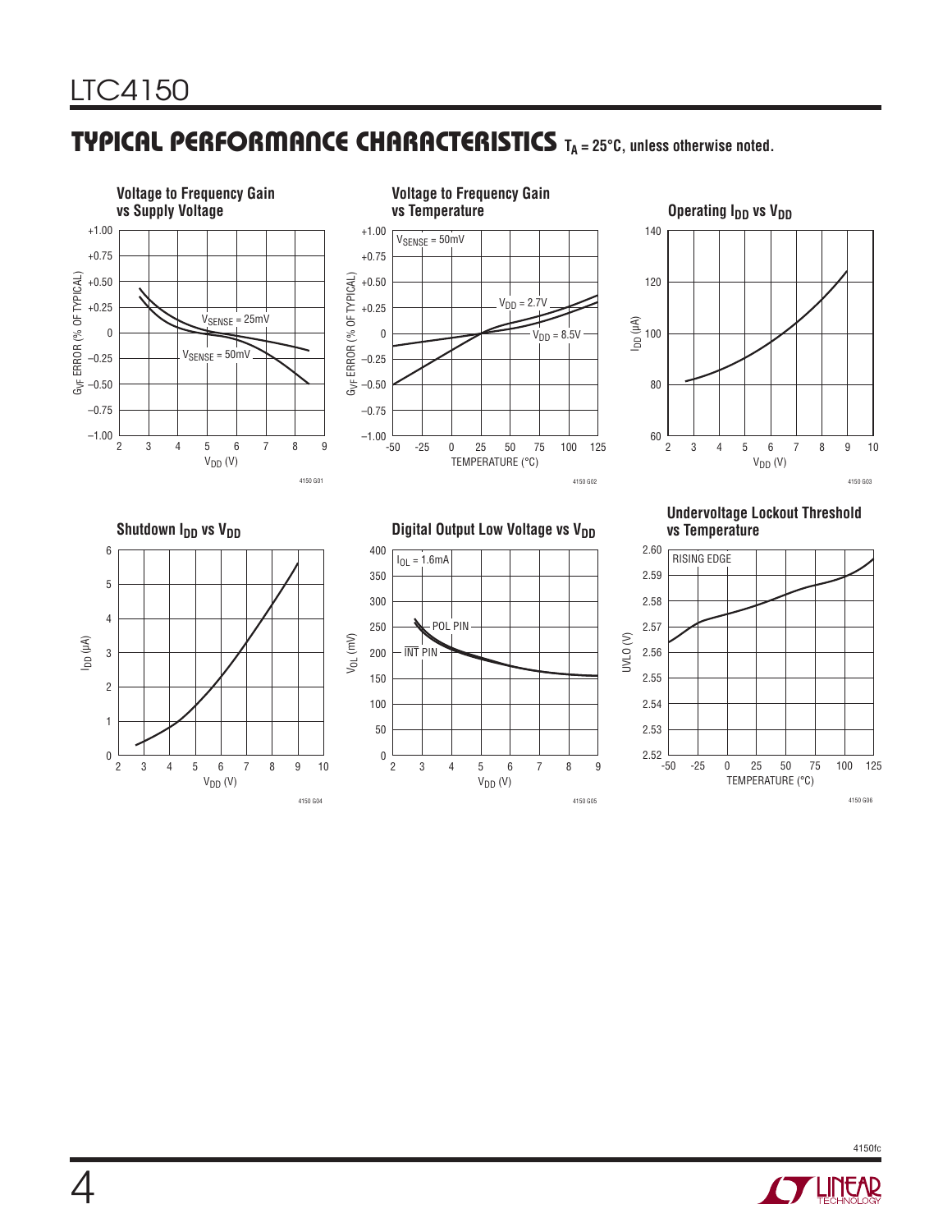## TYPICAL PERFORMANCE CHARACTERISTICS $T_A = 25°C$, unless otherwise noted.

**Voltage to Frequency Gain vs Supply Voltage**

$G_{VF}$ ERROR (% OF TYPICAL) vs $V_{DD}$ (V); curves: $V_{SENSE}$ = 25mV, $V_{SENSE}$ = 50mV

4150 G01

**Voltage to Frequency Gain vs Temperature**

$V_{SENSE}$ = 50mV; $G_{VF}$ ERROR (% OF TYPICAL) vs TEMPERATURE (°C); curves: $V_{DD}$ = 2.7V, $V_{DD}$ = 8.5V

4150 G02

**Operating $I_{DD}$ vs $V_{DD}$**

$I_{DD}$ (µA) vs $V_{DD}$ (V)

4150 G03

**Shutdown $I_{DD}$ vs $V_{DD}$**

$I_{DD}$ (µA) vs $V_{DD}$ (V)

4150 G04

**Digital Output Low Voltage vs $V_{DD}$**

$I_{OL}$ = 1.6mA; $V_{OL}$ (mV) vs $V_{DD}$ (V); curves: POL PIN, $\overline{INT}$ PIN

4150 G05

**Undervoltage Lockout Threshold vs Temperature**

RISING EDGE; UVLO (V) vs TEMPERATURE (°C)

4150 G06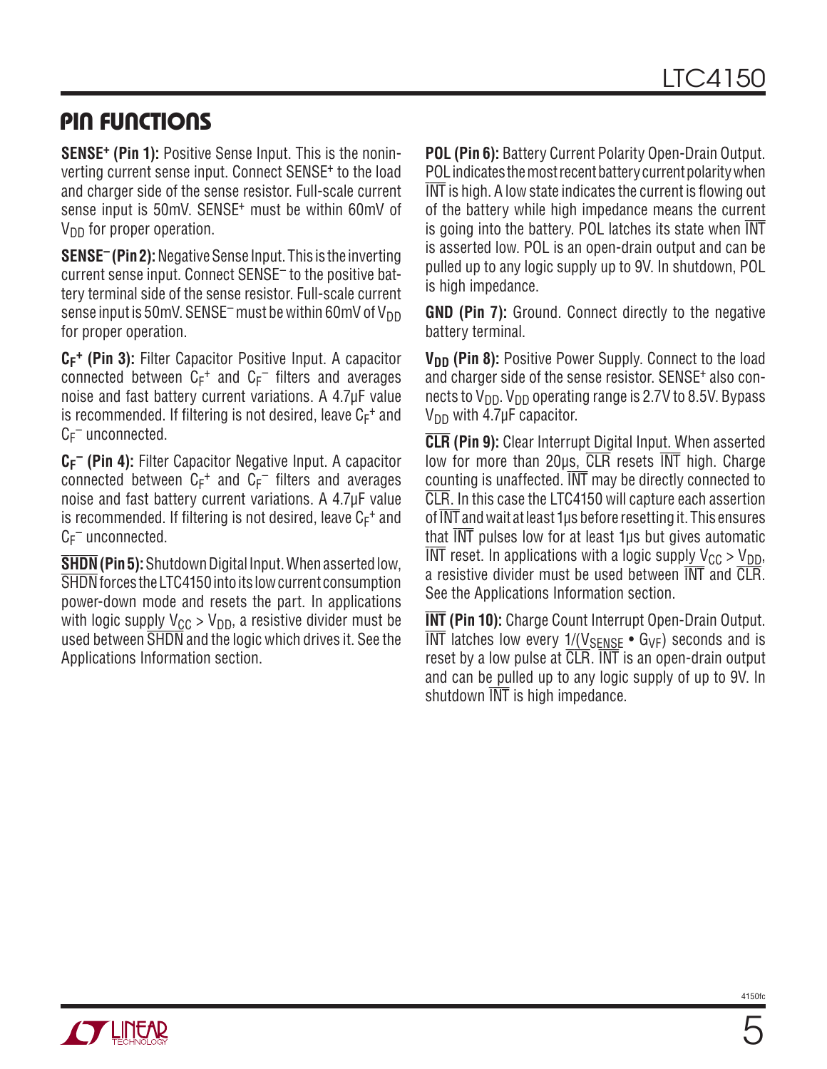## PIN FUNCTIONS

**SENSE+ (Pin 1):** Positive Sense Input. This is the noninverting current sense input. Connect SENSE+ to the load and charger side of the sense resistor. Full-scale current sense input is 50mV. SENSE+ must be within 60mV of $V_{DD}$ for proper operation.

**SENSE– (Pin 2):** Negative Sense Input. This is the inverting current sense input. Connect SENSE– to the positive battery terminal side of the sense resistor. Full-scale current sense input is 50mV. SENSE– must be within 60mV of $V_{DD}$ for proper operation.

**$C_F^+$ (Pin 3):** Filter Capacitor Positive Input. A capacitor connected between $C_F^+$ and $C_F^-$ filters and averages noise and fast battery current variations. A 4.7µF value is recommended. If filtering is not desired, leave $C_F^+$ and $C_F^-$ unconnected.

**$C_F^-$ (Pin 4):** Filter Capacitor Negative Input. A capacitor connected between $C_F^+$ and $C_F^-$ filters and averages noise and fast battery current variations. A 4.7µF value is recommended. If filtering is not desired, leave $C_F^+$ and $C_F^-$ unconnected.

**$\overline{SHDN}$ (Pin 5):** Shutdown Digital Input. When asserted low, $\overline{SHDN}$ forces the LTC4150 into its low current consumption power-down mode and resets the part. In applications with logic supply $V_{CC} > V_{DD}$, a resistive divider must be used between $\overline{SHDN}$ and the logic which drives it. See the Applications Information section.

**POL (Pin 6):** Battery Current Polarity Open-Drain Output. POL indicates the most recent battery current polarity when $\overline{INT}$ is high. A low state indicates the current is flowing out of the battery while high impedance means the current is going into the battery. POL latches its state when $\overline{INT}$ is asserted low. POL is an open-drain output and can be pulled up to any logic supply up to 9V. In shutdown, POL is high impedance.

**GND (Pin 7):** Ground. Connect directly to the negative battery terminal.

**$V_{DD}$ (Pin 8):** Positive Power Supply. Connect to the load and charger side of the sense resistor. SENSE+ also connects to $V_{DD}$. $V_{DD}$ operating range is 2.7V to 8.5V. Bypass $V_{DD}$ with 4.7µF capacitor.

**$\overline{CLR}$ (Pin 9):** Clear Interrupt Digital Input. When asserted low for more than 20µs, $\overline{CLR}$ resets $\overline{INT}$ high. Charge counting is unaffected. $\overline{INT}$ may be directly connected to $\overline{CLR}$. In this case the LTC4150 will capture each assertion of $\overline{INT}$ and wait at least 1µs before resetting it. This ensures that $\overline{INT}$ pulses low for at least 1µs but gives automatic $\overline{INT}$ reset. In applications with a logic supply $V_{CC} > V_{DD}$, a resistive divider must be used between $\overline{INT}$ and $\overline{CLR}$. See the Applications Information section.

**$\overline{INT}$ (Pin 10):** Charge Count Interrupt Open-Drain Output. $\overline{INT}$ latches low every $1/(V_{SENSE} \bullet G_{VF})$ seconds and is reset by a low pulse at $\overline{CLR}$. $\overline{INT}$ is an open-drain output and can be pulled up to any logic supply of up to 9V. In shutdown $\overline{INT}$ is high impedance.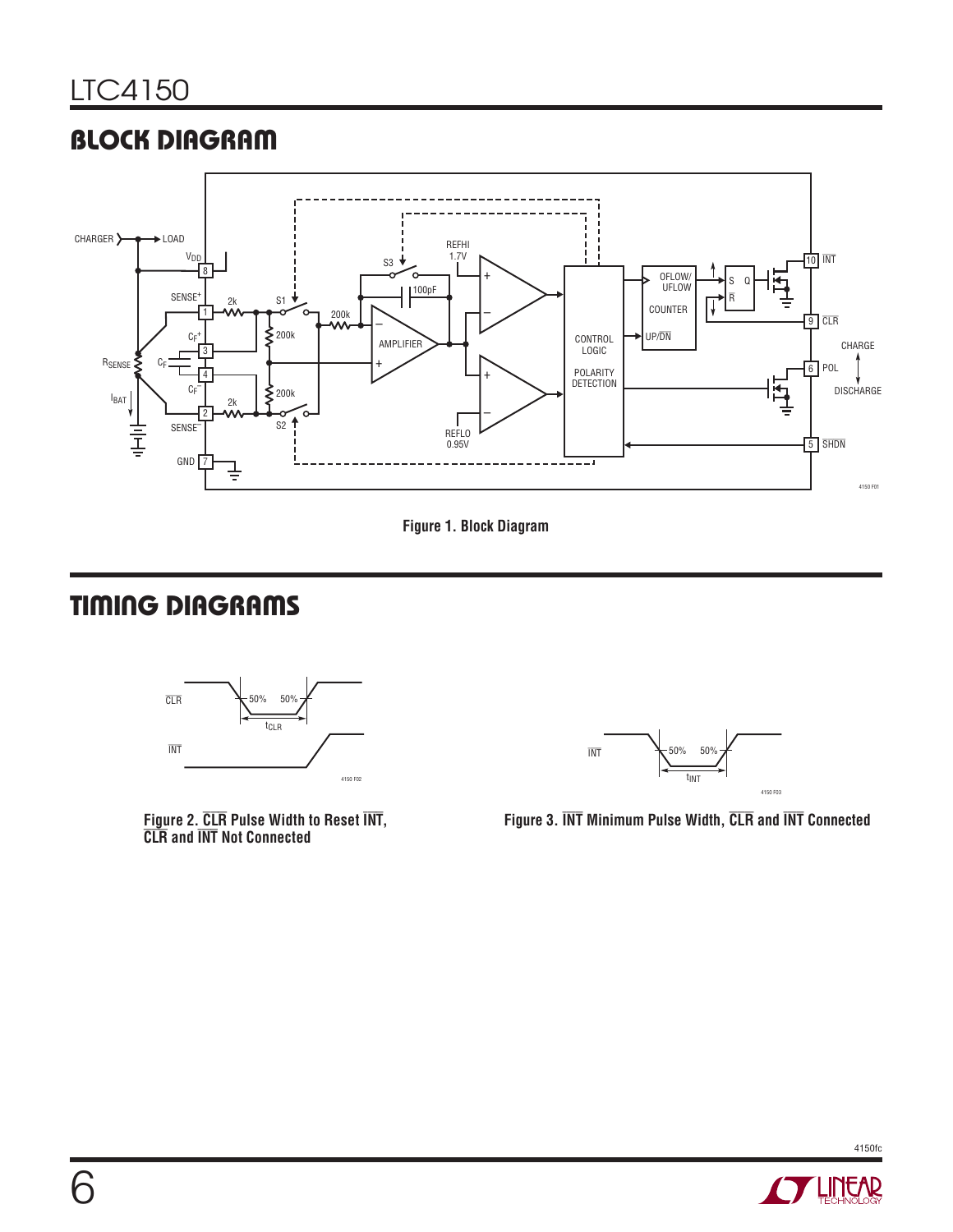## BLOCK DIAGRAM

Figure 1. Block Diagram

## TIMING DIAGRAMS

Figure 2. $\overline{CLR}$ Pulse Width to Reset $\overline{INT}$, $\overline{CLR}$ and $\overline{INT}$ Not Connected

Figure 3. $\overline{INT}$ Minimum Pulse Width, $\overline{CLR}$ and $\overline{INT}$ Connected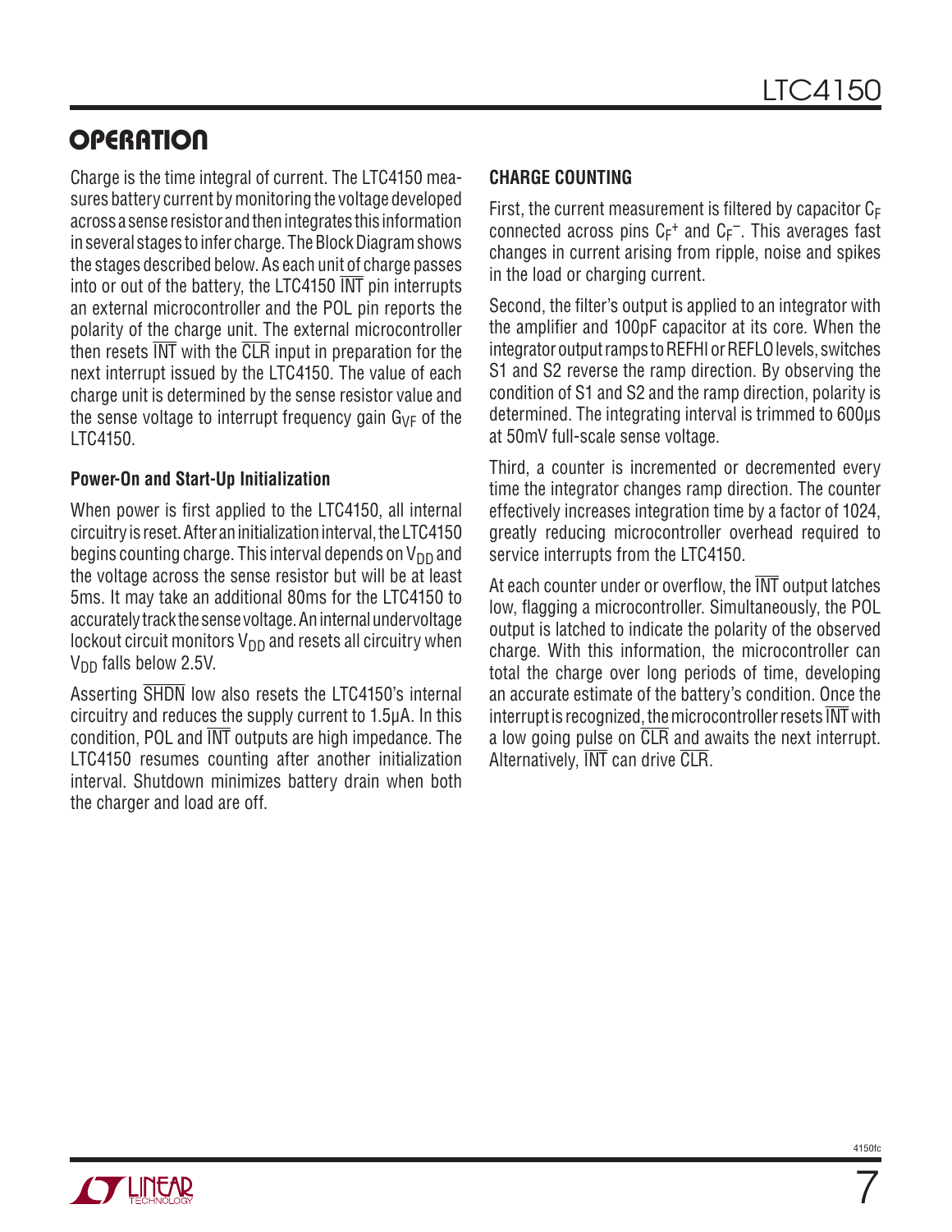## OPERATION

Charge is the time integral of current. The LTC4150 measures battery current by monitoring the voltage developed across a sense resistor and then integrates this information in several stages to infer charge. The Block Diagram shows the stages described below. As each unit of charge passes into or out of the battery, the LTC4150 $\overline{INT}$ pin interrupts an external microcontroller and the POL pin reports the polarity of the charge unit. The external microcontroller then resets $\overline{INT}$ with the $\overline{CLR}$ input in preparation for the next interrupt issued by the LTC4150. The value of each charge unit is determined by the sense resistor value and the sense voltage to interrupt frequency gain $G_{VF}$ of the LTC4150.

### Power-On and Start-Up Initialization

When power is first applied to the LTC4150, all internal circuitry is reset. After an initialization interval, the LTC4150 begins counting charge. This interval depends on $V_{DD}$ and the voltage across the sense resistor but will be at least 5ms. It may take an additional 80ms for the LTC4150 to accurately track the sense voltage. An internal undervoltage lockout circuit monitors $V_{DD}$ and resets all circuitry when $V_{DD}$ falls below 2.5V.

Asserting $\overline{SHDN}$ low also resets the LTC4150's internal circuitry and reduces the supply current to 1.5µA. In this condition, POL and $\overline{INT}$ outputs are high impedance. The LTC4150 resumes counting after another initialization interval. Shutdown minimizes battery drain when both the charger and load are off.

### CHARGE COUNTING

First, the current measurement is filtered by capacitor $C_F$ connected across pins $C_F^+$ and $C_F^-$. This averages fast changes in current arising from ripple, noise and spikes in the load or charging current.

Second, the filter's output is applied to an integrator with the amplifier and 100pF capacitor at its core. When the integrator output ramps to REFHI or REFLO levels, switches S1 and S2 reverse the ramp direction. By observing the condition of S1 and S2 and the ramp direction, polarity is determined. The integrating interval is trimmed to 600µs at 50mV full-scale sense voltage.

Third, a counter is incremented or decremented every time the integrator changes ramp direction. The counter effectively increases integration time by a factor of 1024, greatly reducing microcontroller overhead required to service interrupts from the LTC4150.

At each counter under or overflow, the $\overline{INT}$ output latches low, flagging a microcontroller. Simultaneously, the POL output is latched to indicate the polarity of the observed charge. With this information, the microcontroller can total the charge over long periods of time, developing an accurate estimate of the battery's condition. Once the interrupt is recognized, the microcontroller resets $\overline{INT}$ with a low going pulse on $\overline{CLR}$ and awaits the next interrupt. Alternatively, $\overline{INT}$ can drive $\overline{CLR}$.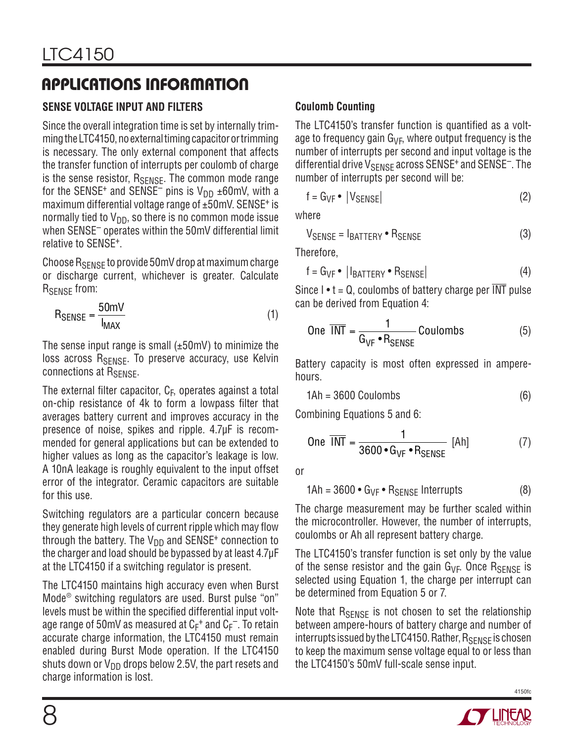## APPLICATIONS INFORMATION

### SENSE VOLTAGE INPUT AND FILTERS

Since the overall integration time is set by internally trimming the LTC4150, no external timing capacitor or trimming is necessary. The only external component that affects the transfer function of interrupts per coulomb of charge is the sense resistor, $R_{SENSE}$. The common mode range for the $SENSE^+$ and $SENSE^-$ pins is $V_{DD}$ ±60mV, with a maximum differential voltage range of ±50mV. $SENSE^+$ is normally tied to $V_{DD}$, so there is no common mode issue when $SENSE^-$ operates within the 50mV differential limit relative to $SENSE^+$.

Choose $R_{SENSE}$ to provide 50mV drop at maximum charge or discharge current, whichever is greater. Calculate $R_{SENSE}$ from:

$$R_{SENSE} = \frac{50mV}{I_{MAX}} \tag{1}$$

The sense input range is small (±50mV) to minimize the loss across $R_{SENSE}$. To preserve accuracy, use Kelvin connections at $R_{SENSE}$.

The external filter capacitor, $C_F$, operates against a total on-chip resistance of 4k to form a lowpass filter that averages battery current and improves accuracy in the presence of noise, spikes and ripple. 4.7µF is recommended for general applications but can be extended to higher values as long as the capacitor's leakage is low. A 10nA leakage is roughly equivalent to the input offset error of the integrator. Ceramic capacitors are suitable for this use.

Switching regulators are a particular concern because they generate high levels of current ripple which may flow through the battery. The $V_{DD}$ and $SENSE^+$ connection to the charger and load should be bypassed by at least 4.7µF at the LTC4150 if a switching regulator is present.

The LTC4150 maintains high accuracy even when Burst Mode® switching regulators are used. Burst pulse "on" levels must be within the specified differential input voltage range of 50mV as measured at $C_F^+$ and $C_F^-$. To retain accurate charge information, the LTC4150 must remain enabled during Burst Mode operation. If the LTC4150 shuts down or $V_{DD}$ drops below 2.5V, the part resets and charge information is lost.

### Coulomb Counting

The LTC4150's transfer function is quantified as a voltage to frequency gain $G_{VF}$, where output frequency is the number of interrupts per second and input voltage is the differential drive $V_{SENSE}$ across $SENSE^+$ and $SENSE^-$. The number of interrupts per second will be:

$$f = G_{VF} \bullet |V_{SENSE}| \tag{2}$$

where

$$V_{SENSE} = I_{BATTERY} \bullet R_{SENSE} \tag{3}$$

Therefore,

$$f = G_{VF} \bullet |I_{BATTERY} \bullet R_{SENSE}| \tag{4}$$

Since I • t = Q, coulombs of battery charge per $\overline{INT}$ pulse can be derived from Equation 4:

$$\text{One } \overline{INT} = \frac{1}{G_{VF} \bullet R_{SENSE}} \text{ Coulombs} \tag{5}$$

Battery capacity is most often expressed in ampere-hours.

$$1Ah = 3600 \text{ Coulombs} \tag{6}$$

Combining Equations 5 and 6:

$$\text{One } \overline{INT} = \frac{1}{3600 \bullet G_{VF} \bullet R_{SENSE}} \text{ [Ah]} \tag{7}$$

or

$$1Ah = 3600 \bullet G_{VF} \bullet R_{SENSE} \text{ Interrupts} \tag{8}$$

The charge measurement may be further scaled within the microcontroller. However, the number of interrupts, coulombs or Ah all represent battery charge.

The LTC4150's transfer function is set only by the value of the sense resistor and the gain $G_{VF}$. Once $R_{SENSE}$ is selected using Equation 1, the charge per interrupt can be determined from Equation 5 or 7.

Note that $R_{SENSE}$ is not chosen to set the relationship between ampere-hours of battery charge and number of interrupts issued by the LTC4150. Rather, $R_{SENSE}$ is chosen to keep the maximum sense voltage equal to or less than the LTC4150's 50mV full-scale sense input.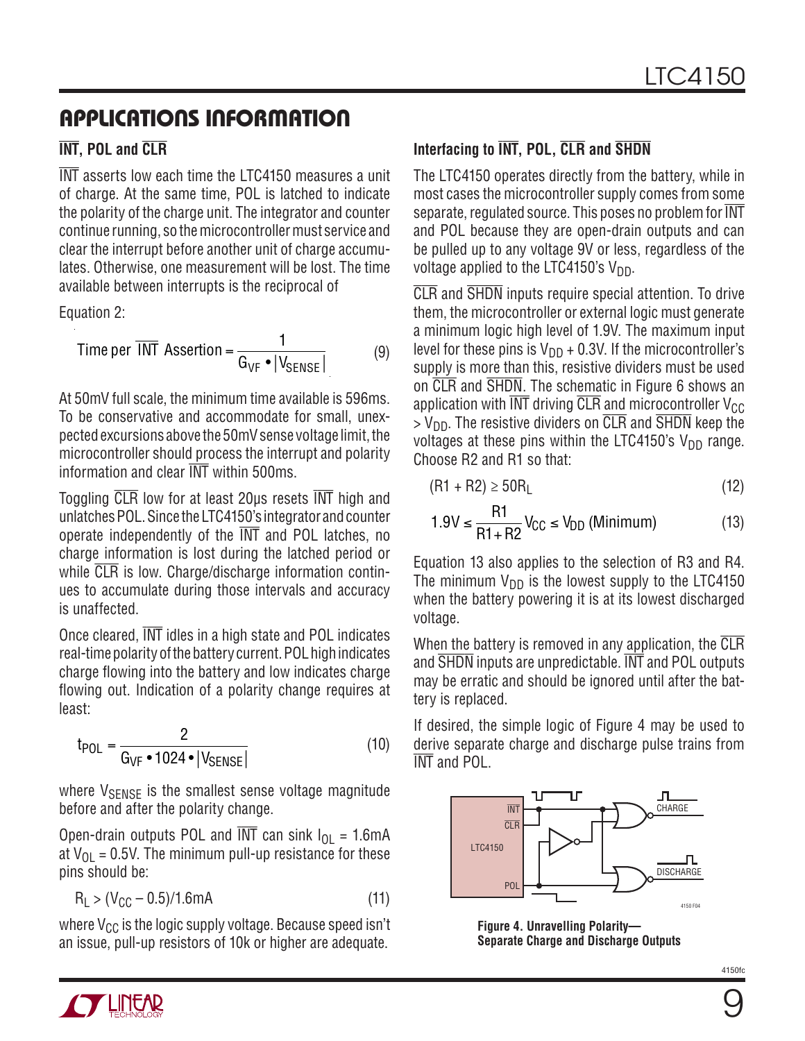## APPLICATIONS INFORMATION

### $\overline{\text{INT}}$, POL and $\overline{\text{CLR}}$

$\overline{\text{INT}}$ asserts low each time the LTC4150 measures a unit of charge. At the same time, POL is latched to indicate the polarity of the charge unit. The integrator and counter continue running, so the microcontroller must service and clear the interrupt before another unit of charge accumulates. Otherwise, one measurement will be lost. The time available between interrupts is the reciprocal of Equation 2:

$$\text{Time per } \overline{\text{INT}} \text{ Assertion} = \frac{1}{G_{VF} \bullet |V_{SENSE}|} \quad (9)$$

At 50mV full scale, the minimum time available is 596ms. To be conservative and accommodate for small, unexpected excursions above the 50mV sense voltage limit, the microcontroller should process the interrupt and polarity information and clear $\overline{\text{INT}}$ within 500ms.

Toggling $\overline{\text{CLR}}$ low for at least 20µs resets $\overline{\text{INT}}$ high and unlatches POL. Since the LTC4150's integrator and counter operate independently of the $\overline{\text{INT}}$ and POL latches, no charge information is lost during the latched period or while $\overline{\text{CLR}}$ is low. Charge/discharge information continues to accumulate during those intervals and accuracy is unaffected.

Once cleared, $\overline{\text{INT}}$ idles in a high state and POL indicates real-time polarity of the battery current. POL high indicates charge flowing into the battery and low indicates charge flowing out. Indication of a polarity change requires at least:

$$t_{POL} = \frac{2}{G_{VF} \bullet 1024 \bullet |V_{SENSE}|} \quad (10)$$

where $V_{SENSE}$ is the smallest sense voltage magnitude before and after the polarity change.

Open-drain outputs POL and $\overline{\text{INT}}$ can sink $I_{OL}$ = 1.6mA at $V_{OL}$ = 0.5V. The minimum pull-up resistance for these pins should be:

$$R_L > (V_{CC} - 0.5)/1.6\text{mA} \quad (11)$$

where $V_{CC}$ is the logic supply voltage. Because speed isn't an issue, pull-up resistors of 10k or higher are adequate.

### Interfacing to $\overline{\text{INT}}$, POL, $\overline{\text{CLR}}$ and $\overline{\text{SHDN}}$

The LTC4150 operates directly from the battery, while in most cases the microcontroller supply comes from some separate, regulated source. This poses no problem for $\overline{\text{INT}}$ and POL because they are open-drain outputs and can be pulled up to any voltage 9V or less, regardless of the voltage applied to the LTC4150's $V_{DD}$.

$\overline{\text{CLR}}$ and $\overline{\text{SHDN}}$ inputs require special attention. To drive them, the microcontroller or external logic must generate a minimum logic high level of 1.9V. The maximum input level for these pins is $V_{DD}$ + 0.3V. If the microcontroller's supply is more than this, resistive dividers must be used on $\overline{\text{CLR}}$ and $\overline{\text{SHDN}}$. The schematic in Figure 6 shows an application with $\overline{\text{INT}}$ driving $\overline{\text{CLR}}$ and microcontroller $V_{CC}$ > $V_{DD}$. The resistive dividers on $\overline{\text{CLR}}$ and $\overline{\text{SHDN}}$ keep the voltages at these pins within the LTC4150's $V_{DD}$ range. Choose R2 and R1 so that:

$$(R1 + R2) \geq 50R_L \quad (12)$$

$$1.9\text{V} \leq \frac{R1}{R1+R2} V_{CC} \leq V_{DD} \text{ (Minimum)} \quad (13)$$

Equation 13 also applies to the selection of R3 and R4. The minimum $V_{DD}$ is the lowest supply to the LTC4150 when the battery powering it is at its lowest discharged voltage.

When the battery is removed in any application, the $\overline{\text{CLR}}$ and $\overline{\text{SHDN}}$ inputs are unpredictable. $\overline{\text{INT}}$ and POL outputs may be erratic and should be ignored until after the battery is replaced.

If desired, the simple logic of Figure 4 may be used to derive separate charge and discharge pulse trains from $\overline{\text{INT}}$ and POL.

**Figure 4. Unravelling Polarity—Separate Charge and Discharge Outputs**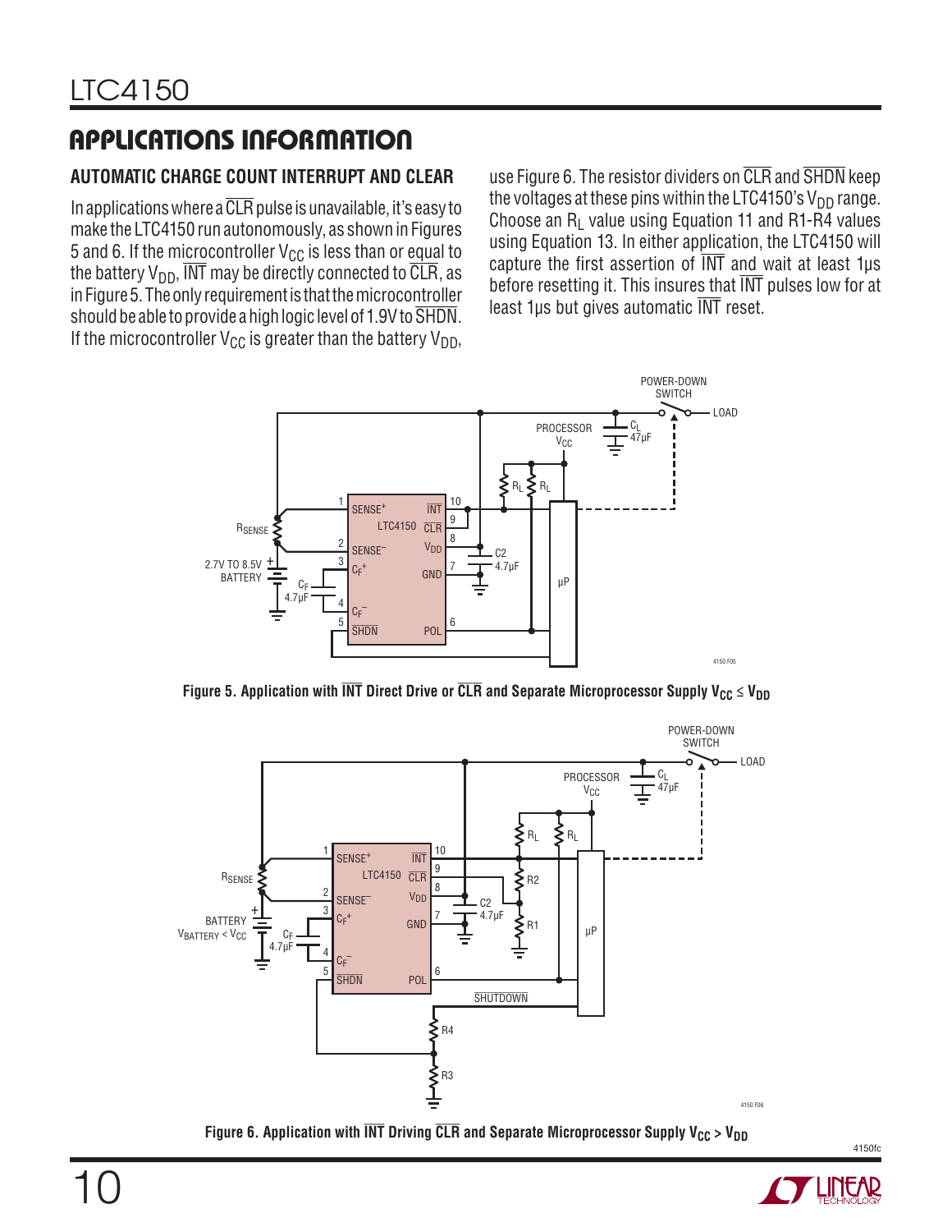## APPLICATIONS INFORMATION

### AUTOMATIC CHARGE COUNT INTERRUPT AND CLEAR

In applications where a $\overline{CLR}$ pulse is unavailable, it's easy to make the LTC4150 run autonomously, as shown in Figures 5 and 6. If the microcontroller $V_{CC}$ is less than or equal to the battery $V_{DD}$, $\overline{INT}$ may be directly connected to $\overline{CLR}$, as in Figure 5. The only requirement is that the microcontroller should be able to provide a high logic level of 1.9V to $\overline{SHDN}$. If the microcontroller $V_{CC}$ is greater than the battery $V_{DD}$, use Figure 6. The resistor dividers on $\overline{CLR}$ and $\overline{SHDN}$ keep the voltages at these pins within the LTC4150's $V_{DD}$ range. Choose an $R_L$ value using Equation 11 and R1-R4 values using Equation 13. In either application, the LTC4150 will capture the first assertion of $\overline{INT}$ and wait at least 1µs before resetting it. This insures that $\overline{INT}$ pulses low for at least 1µs but gives automatic $\overline{INT}$ reset.

Figure 5. Application with $\overline{INT}$ Direct Drive or $\overline{CLR}$ and Separate Microprocessor Supply $V_{CC} \le V_{DD}$

Figure 6. Application with $\overline{INT}$ Driving $\overline{CLR}$ and Separate Microprocessor Supply $V_{CC} > V_{DD}$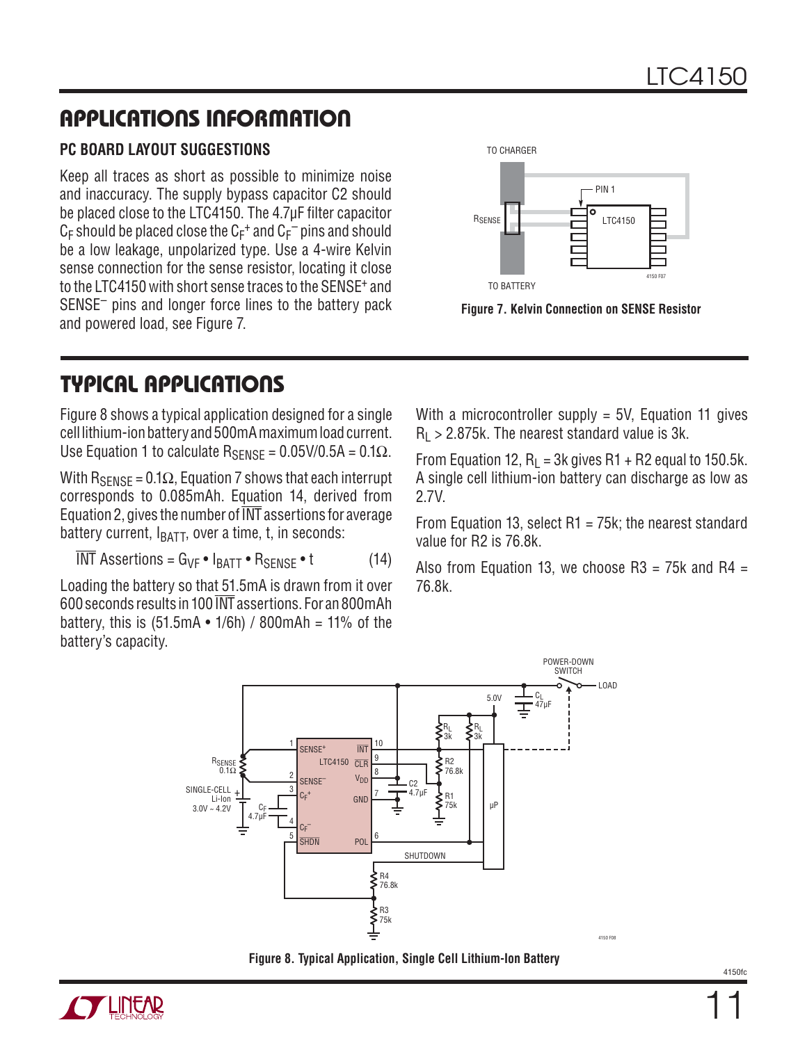## APPLICATIONS INFORMATION

### PC BOARD LAYOUT SUGGESTIONS

Keep all traces as short as possible to minimize noise and inaccuracy. The supply bypass capacitor C2 should be placed close to the LTC4150. The 4.7µF filter capacitor $C_F$ should be placed close the $C_F^+$ and $C_F^-$ pins and should be a low leakage, unpolarized type. Use a 4-wire Kelvin sense connection for the sense resistor, locating it close to the LTC4150 with short sense traces to the SENSE+ and SENSE– pins and longer force lines to the battery pack and powered load, see Figure 7.

**Figure 7. Kelvin Connection on SENSE Resistor**

## TYPICAL APPLICATIONS

Figure 8 shows a typical application designed for a single cell lithium-ion battery and 500mA maximum load current. Use Equation 1 to calculate $R_{SENSE}$ = 0.05V/0.5A = 0.1Ω.

With $R_{SENSE}$ = 0.1Ω, Equation 7 shows that each interrupt corresponds to 0.085mAh. Equation 14, derived from Equation 2, gives the number of $\overline{INT}$ assertions for average battery current, $I_{BATT}$, over a time, t, in seconds:

$$\overline{INT}\text{ Assertions} = G_{VF} \bullet I_{BATT} \bullet R_{SENSE} \bullet t \qquad (14)$$

Loading the battery so that 51.5mA is drawn from it over 600 seconds results in 100 $\overline{INT}$ assertions. For an 800mAh battery, this is (51.5mA • 1/6h) / 800mAh = 11% of the battery's capacity.

With a microcontroller supply = 5V, Equation 11 gives $R_L$ > 2.875k. The nearest standard value is 3k.

From Equation 12, $R_L$ = 3k gives R1 + R2 equal to 150.5k. A single cell lithium-ion battery can discharge as low as 2.7V.

From Equation 13, select R1 = 75k; the nearest standard value for R2 is 76.8k.

Also from Equation 13, we choose R3 = 75k and R4 = 76.8k.

**Figure 8. Typical Application, Single Cell Lithium-Ion Battery**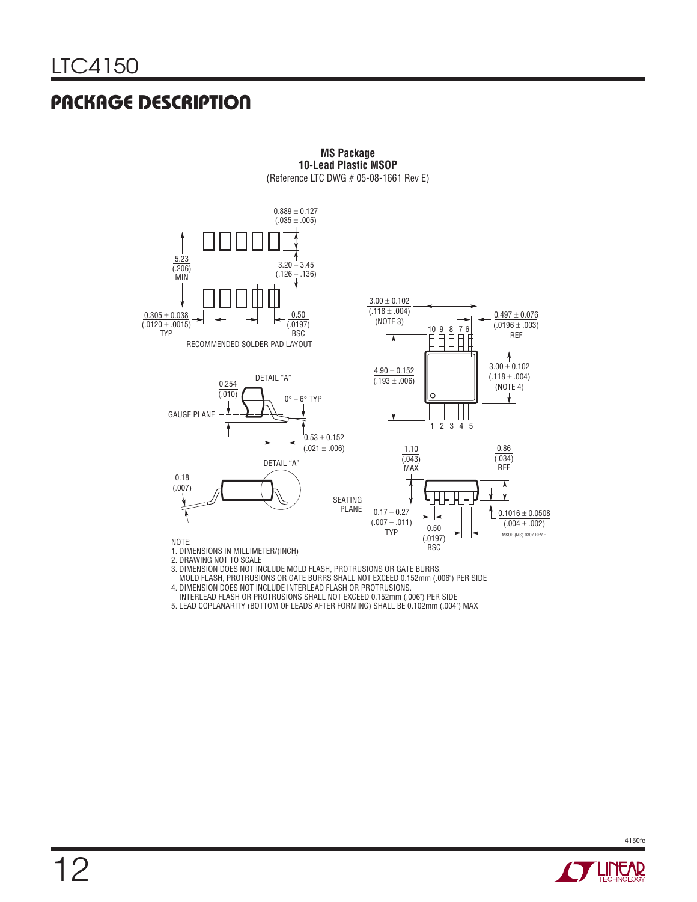## PACKAGE DESCRIPTION

**MS Package**
**10-Lead Plastic MSOP**
(Reference LTC DWG # 05-08-1661 Rev E)

0.889 ± 0.127 (.035 ± .005)

5.23 (.206) MIN

3.20 – 3.45 (.126 – .136)

0.305 ± 0.038 (.0120 ± .0015) TYP

0.50 (.0197) BSC

RECOMMENDED SOLDER PAD LAYOUT

3.00 ± 0.102 (.118 ± .004) (NOTE 3)

0.497 ± 0.076 (.0196 ± .003) REF

10 9 8 7 6

4.90 ± 0.152 (.193 ± .006)

3.00 ± 0.102 (.118 ± .004) (NOTE 4)

1 2 3 4 5

DETAIL "A"

0.254 (.010)

0° – 6° TYP

GAUGE PLANE

0.53 ± 0.152 (.021 ± .006)

DETAIL "A"

0.18 (.007)

1.10 (.043) MAX

0.86 (.034) REF

SEATING PLANE

0.17 – 0.27 (.007 – .011) TYP

0.50 (.0197) BSC

0.1016 ± 0.0508 (.004 ± .002)

MSOP (MS) 0307 REV E

NOTE:
1. DIMENSIONS IN MILLIMETER/(INCH)
2. DRAWING NOT TO SCALE
3. DIMENSION DOES NOT INCLUDE MOLD FLASH, PROTRUSIONS OR GATE BURRS.
   MOLD FLASH, PROTRUSIONS OR GATE BURRS SHALL NOT EXCEED 0.152mm (.006") PER SIDE
4. DIMENSION DOES NOT INCLUDE INTERLEAD FLASH OR PROTRUSIONS.
   INTERLEAD FLASH OR PROTRUSIONS SHALL NOT EXCEED 0.152mm (.006") PER SIDE
5. LEAD COPLANARITY (BOTTOM OF LEADS AFTER FORMING) SHALL BE 0.102mm (.004") MAX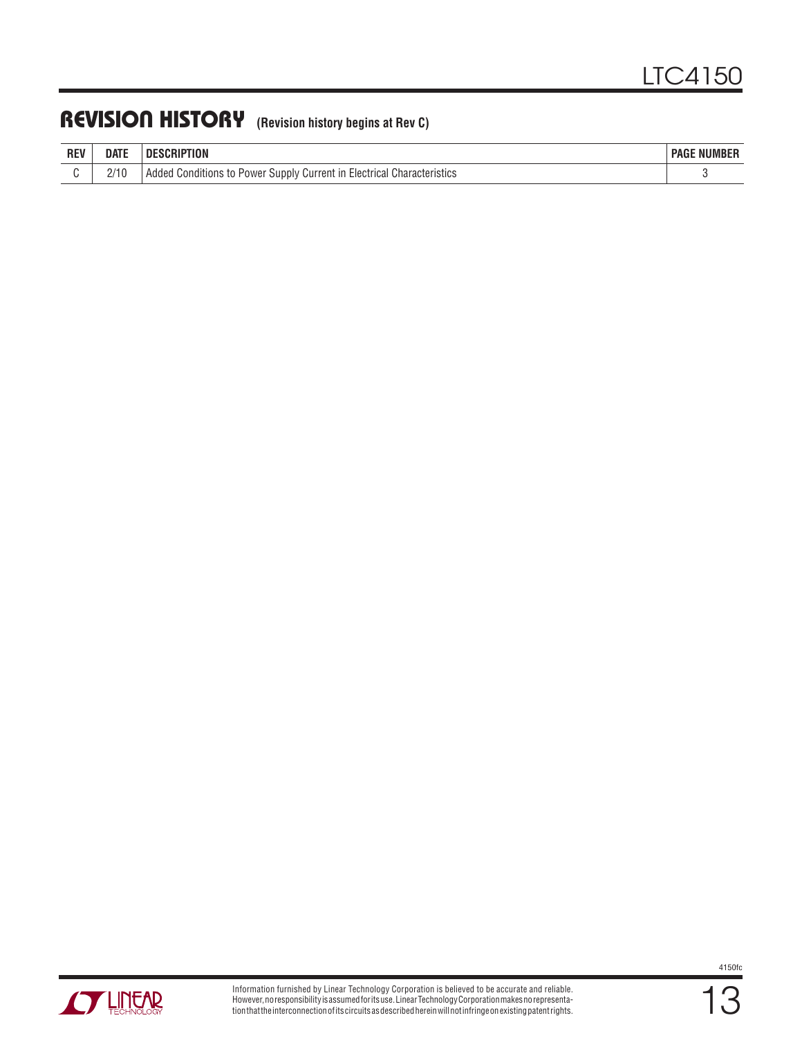## REVISION HISTORY (Revision history begins at Rev C)

| REV | DATE | DESCRIPTION | PAGE NUMBER |
|---|---|---|---|
| C | 2/10 | Added Conditions to Power Supply Current in Electrical Characteristics | 3 |

Information furnished by Linear Technology Corporation is believed to be accurate and reliable. However, no responsibility is assumed for its use. Linear Technology Corporation makes no representation that the interconnection of its circuits as described herein will not infringe on existing patent rights.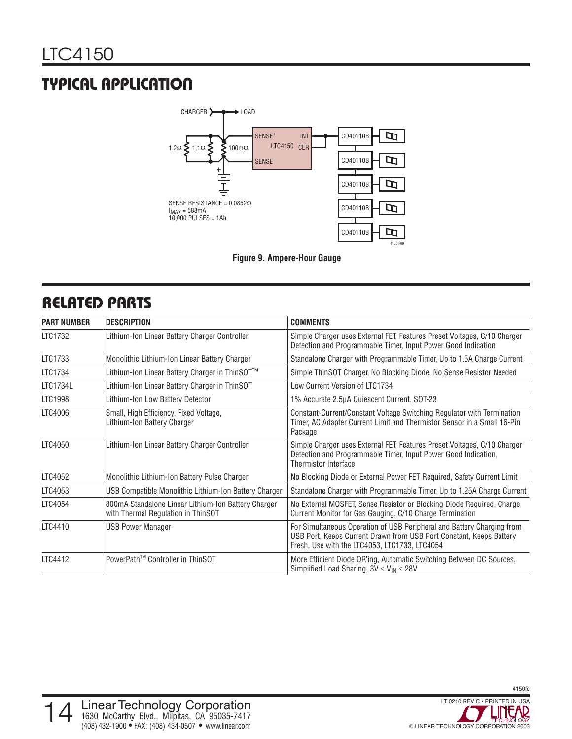## TYPICAL APPLICATION

CHARGER
LOAD
1.2Ω
1.1Ω
100mΩ
SENSE+
SENSE−
LTC4150
INT
CLR
CD40110B
CD40110B
CD40110B
CD40110B
CD40110B
SENSE RESISTANCE = 0.0852Ω
$I_{MAX}$ = 588mA
10,000 PULSES = 1Ah
4150 F09

**Figure 9. Ampere-Hour Gauge**

## RELATED PARTS

| PART NUMBER | DESCRIPTION | COMMENTS |
|---|---|---|
| LTC1732 | Lithium-Ion Linear Battery Charger Controller | Simple Charger uses External FET, Features Preset Voltages, C/10 Charger Detection and Programmable Timer, Input Power Good Indication |
| LTC1733 | Monolithic Lithium-Ion Linear Battery Charger | Standalone Charger with Programmable Timer, Up to 1.5A Charge Current |
| LTC1734 | Lithium-Ion Linear Battery Charger in ThinSOT™ | Simple ThinSOT Charger, No Blocking Diode, No Sense Resistor Needed |
| LTC1734L | Lithium-Ion Linear Battery Charger in ThinSOT | Low Current Version of LTC1734 |
| LTC1998 | Lithium-Ion Low Battery Detector | 1% Accurate 2.5μA Quiescent Current, SOT-23 |
| LTC4006 | Small, High Efficiency, Fixed Voltage, Lithium-Ion Battery Charger | Constant-Current/Constant Voltage Switching Regulator with Termination Timer, AC Adapter Current Limit and Thermistor Sensor in a Small 16-Pin Package |
| LTC4050 | Lithium-Ion Linear Battery Charger Controller | Simple Charger uses External FET, Features Preset Voltages, C/10 Charger Detection and Programmable Timer, Input Power Good Indication, Thermistor Interface |
| LTC4052 | Monolithic Lithium-Ion Battery Pulse Charger | No Blocking Diode or External Power FET Required, Safety Current Limit |
| LTC4053 | USB Compatible Monolithic Lithium-Ion Battery Charger | Standalone Charger with Programmable Timer, Up to 1.25A Charge Current |
| LTC4054 | 800mA Standalone Linear Lithium-Ion Battery Charger with Thermal Regulation in ThinSOT | No External MOSFET, Sense Resistor or Blocking Diode Required, Charge Current Monitor for Gas Gauging, C/10 Charge Termination |
| LTC4410 | USB Power Manager | For Simultaneous Operation of USB Peripheral and Battery Charging from USB Port, Keeps Current Drawn from USB Port Constant, Keeps Battery Fresh, Use with the LTC4053, LTC1733, LTC4054 |
| LTC4412 | PowerPath™ Controller in ThinSOT | More Efficient Diode OR'ing, Automatic Switching Between DC Sources, Simplified Load Sharing, $3V \leq V_{IN} \leq 28V$ |

Linear Technology Corporation
1630 McCarthy Blvd., Milpitas, CA 95035-7417
(408) 432-1900 • FAX: (408) 434-0507 • www.linear.com

LT 0210 REV C • PRINTED IN USA
© LINEAR TECHNOLOGY CORPORATION 2003